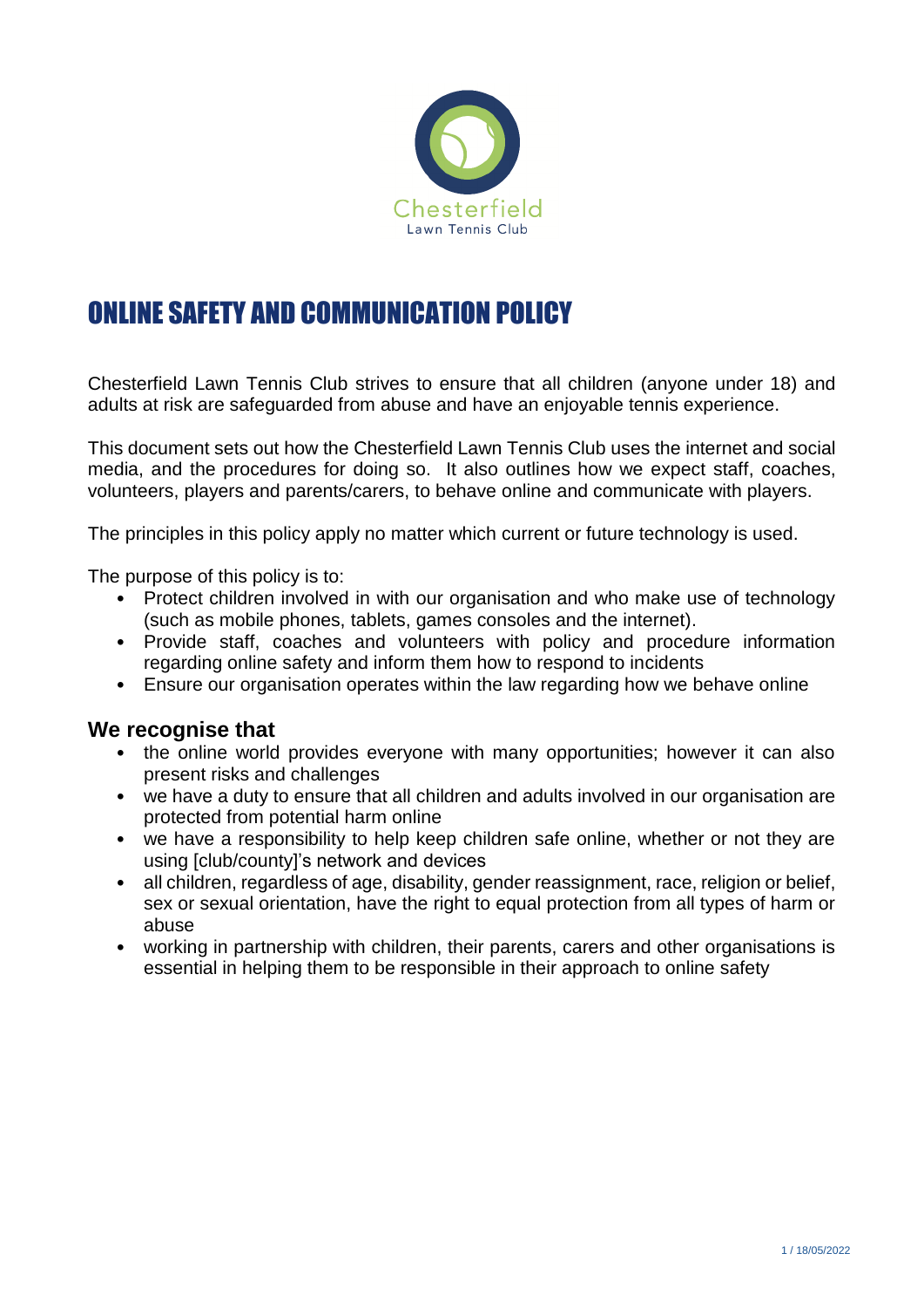Chesterfield
Lawn Tennis Club

# ONLINE SAFETY AND COMMUNICATION POLICY

Chesterfield Lawn Tennis Club strives to ensure that all children (anyone under 18) and adults at risk are safeguarded from abuse and have an enjoyable tennis experience.

This document sets out how the Chesterfield Lawn Tennis Club uses the internet and social media, and the procedures for doing so. It also outlines how we expect staff, coaches, volunteers, players and parents/carers, to behave online and communicate with players.

The principles in this policy apply no matter which current or future technology is used.

The purpose of this policy is to:

- Protect children involved in with our organisation and who make use of technology (such as mobile phones, tablets, games consoles and the internet).
- Provide staff, coaches and volunteers with policy and procedure information regarding online safety and inform them how to respond to incidents
- Ensure our organisation operates within the law regarding how we behave online

## We recognise that

- the online world provides everyone with many opportunities; however it can also present risks and challenges
- we have a duty to ensure that all children and adults involved in our organisation are protected from potential harm online
- we have a responsibility to help keep children safe online, whether or not they are using [club/county]'s network and devices
- all children, regardless of age, disability, gender reassignment, race, religion or belief, sex or sexual orientation, have the right to equal protection from all types of harm or abuse
- working in partnership with children, their parents, carers and other organisations is essential in helping them to be responsible in their approach to online safety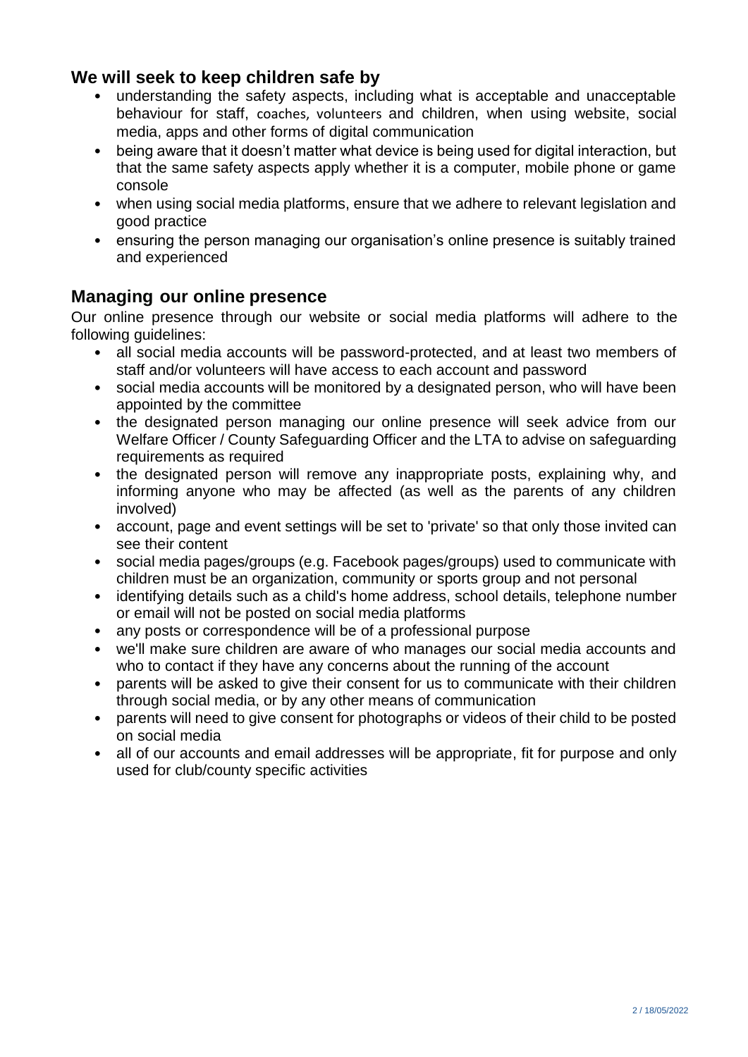## We will seek to keep children safe by

- understanding the safety aspects, including what is acceptable and unacceptable behaviour for staff, coaches, volunteers and children, when using website, social media, apps and other forms of digital communication
- being aware that it doesn't matter what device is being used for digital interaction, but that the same safety aspects apply whether it is a computer, mobile phone or game console
- when using social media platforms, ensure that we adhere to relevant legislation and good practice
- ensuring the person managing our organisation's online presence is suitably trained and experienced

## Managing our online presence

Our online presence through our website or social media platforms will adhere to the following guidelines:

- all social media accounts will be password-protected, and at least two members of staff and/or volunteers will have access to each account and password
- social media accounts will be monitored by a designated person, who will have been appointed by the committee
- the designated person managing our online presence will seek advice from our Welfare Officer / County Safeguarding Officer and the LTA to advise on safeguarding requirements as required
- the designated person will remove any inappropriate posts, explaining why, and informing anyone who may be affected (as well as the parents of any children involved)
- account, page and event settings will be set to 'private' so that only those invited can see their content
- social media pages/groups (e.g. Facebook pages/groups) used to communicate with children must be an organization, community or sports group and not personal
- identifying details such as a child's home address, school details, telephone number or email will not be posted on social media platforms
- any posts or correspondence will be of a professional purpose
- we'll make sure children are aware of who manages our social media accounts and who to contact if they have any concerns about the running of the account
- parents will be asked to give their consent for us to communicate with their children through social media, or by any other means of communication
- parents will need to give consent for photographs or videos of their child to be posted on social media
- all of our accounts and email addresses will be appropriate, fit for purpose and only used for club/county specific activities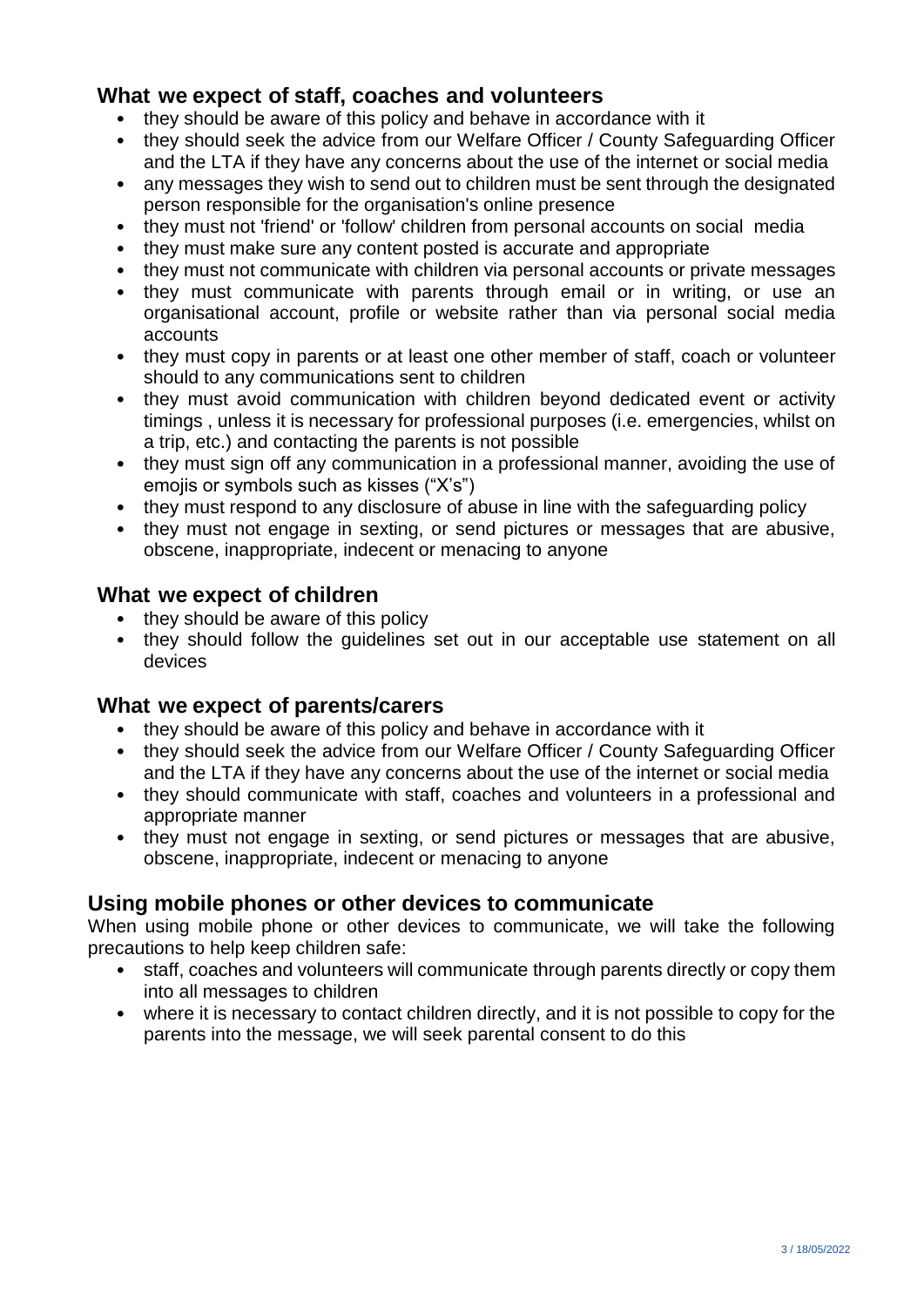## What we expect of staff, coaches and volunteers

- they should be aware of this policy and behave in accordance with it
- they should seek the advice from our Welfare Officer / County Safeguarding Officer and the LTA if they have any concerns about the use of the internet or social media
- any messages they wish to send out to children must be sent through the designated person responsible for the organisation's online presence
- they must not 'friend' or 'follow' children from personal accounts on social media
- they must make sure any content posted is accurate and appropriate
- they must not communicate with children via personal accounts or private messages
- they must communicate with parents through email or in writing, or use an organisational account, profile or website rather than via personal social media accounts
- they must copy in parents or at least one other member of staff, coach or volunteer should to any communications sent to children
- they must avoid communication with children beyond dedicated event or activity timings , unless it is necessary for professional purposes (i.e. emergencies, whilst on a trip, etc.) and contacting the parents is not possible
- they must sign off any communication in a professional manner, avoiding the use of emojis or symbols such as kisses ("X's")
- they must respond to any disclosure of abuse in line with the safeguarding policy
- they must not engage in sexting, or send pictures or messages that are abusive, obscene, inappropriate, indecent or menacing to anyone

## What we expect of children

- they should be aware of this policy
- they should follow the guidelines set out in our acceptable use statement on all devices

## What we expect of parents/carers

- they should be aware of this policy and behave in accordance with it
- they should seek the advice from our Welfare Officer / County Safeguarding Officer and the LTA if they have any concerns about the use of the internet or social media
- they should communicate with staff, coaches and volunteers in a professional and appropriate manner
- they must not engage in sexting, or send pictures or messages that are abusive, obscene, inappropriate, indecent or menacing to anyone

## Using mobile phones or other devices to communicate

When using mobile phone or other devices to communicate, we will take the following precautions to help keep children safe:

- staff, coaches and volunteers will communicate through parents directly or copy them into all messages to children
- where it is necessary to contact children directly, and it is not possible to copy for the parents into the message, we will seek parental consent to do this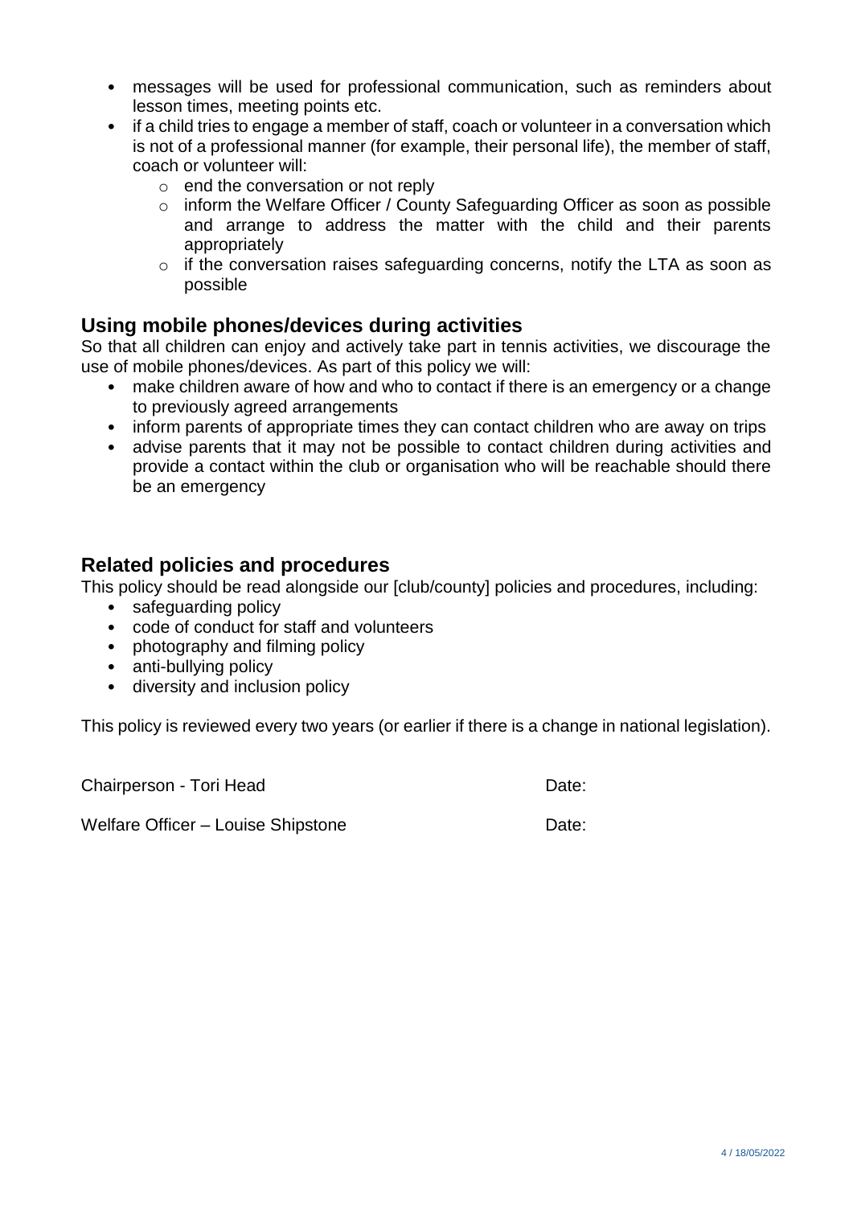- messages will be used for professional communication, such as reminders about lesson times, meeting points etc.
- if a child tries to engage a member of staff, coach or volunteer in a conversation which is not of a professional manner (for example, their personal life), the member of staff, coach or volunteer will:
  - end the conversation or not reply
  - inform the Welfare Officer / County Safeguarding Officer as soon as possible and arrange to address the matter with the child and their parents appropriately
  - if the conversation raises safeguarding concerns, notify the LTA as soon as possible

## Using mobile phones/devices during activities

So that all children can enjoy and actively take part in tennis activities, we discourage the use of mobile phones/devices. As part of this policy we will:

- make children aware of how and who to contact if there is an emergency or a change to previously agreed arrangements
- inform parents of appropriate times they can contact children who are away on trips
- advise parents that it may not be possible to contact children during activities and provide a contact within the club or organisation who will be reachable should there be an emergency

## Related policies and procedures

This policy should be read alongside our [club/county] policies and procedures, including:

- safeguarding policy
- code of conduct for staff and volunteers
- photography and filming policy
- anti-bullying policy
- diversity and inclusion policy

This policy is reviewed every two years (or earlier if there is a change in national legislation).

Chairperson - Tori Head Date:

Welfare Officer – Louise Shipstone Date: